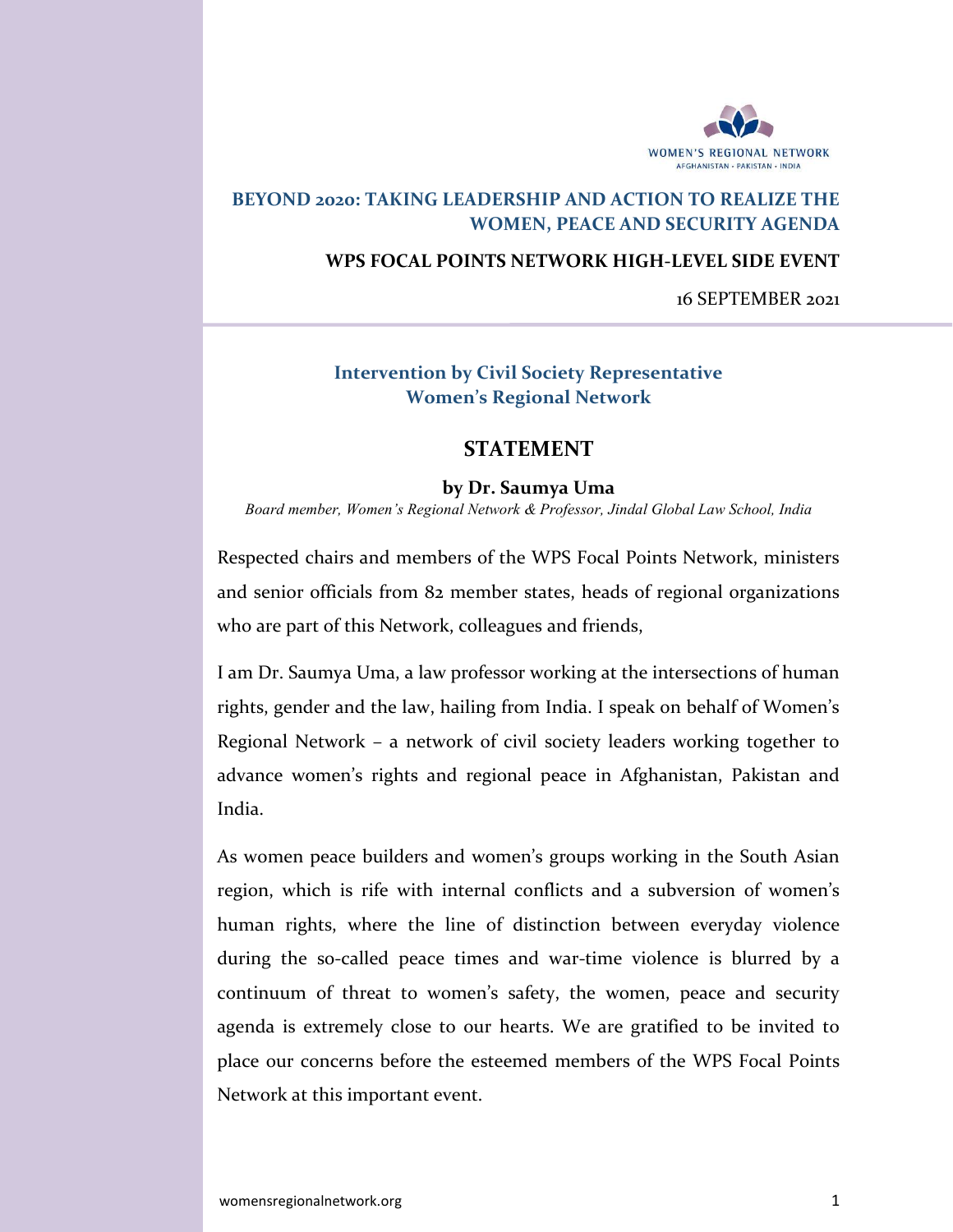WOMEN'S REGIONAL NETWORK
AFGHANISTAN • PAKISTAN • INDIA

## BEYOND 2020: TAKING LEADERSHIP AND ACTION TO REALIZE THE WOMEN, PEACE AND SECURITY AGENDA

### WPS FOCAL POINTS NETWORK HIGH-LEVEL SIDE EVENT

16 SEPTEMBER 2021

### Intervention by Civil Society Representative
### Women's Regional Network

# STATEMENT

**by Dr. Saumya Uma**

*Board member, Women's Regional Network & Professor, Jindal Global Law School, India*

Respected chairs and members of the WPS Focal Points Network, ministers and senior officials from 82 member states, heads of regional organizations who are part of this Network, colleagues and friends,

I am Dr. Saumya Uma, a law professor working at the intersections of human rights, gender and the law, hailing from India. I speak on behalf of Women's Regional Network – a network of civil society leaders working together to advance women's rights and regional peace in Afghanistan, Pakistan and India.

As women peace builders and women's groups working in the South Asian region, which is rife with internal conflicts and a subversion of women's human rights, where the line of distinction between everyday violence during the so-called peace times and war-time violence is blurred by a continuum of threat to women's safety, the women, peace and security agenda is extremely close to our hearts. We are gratified to be invited to place our concerns before the esteemed members of the WPS Focal Points Network at this important event.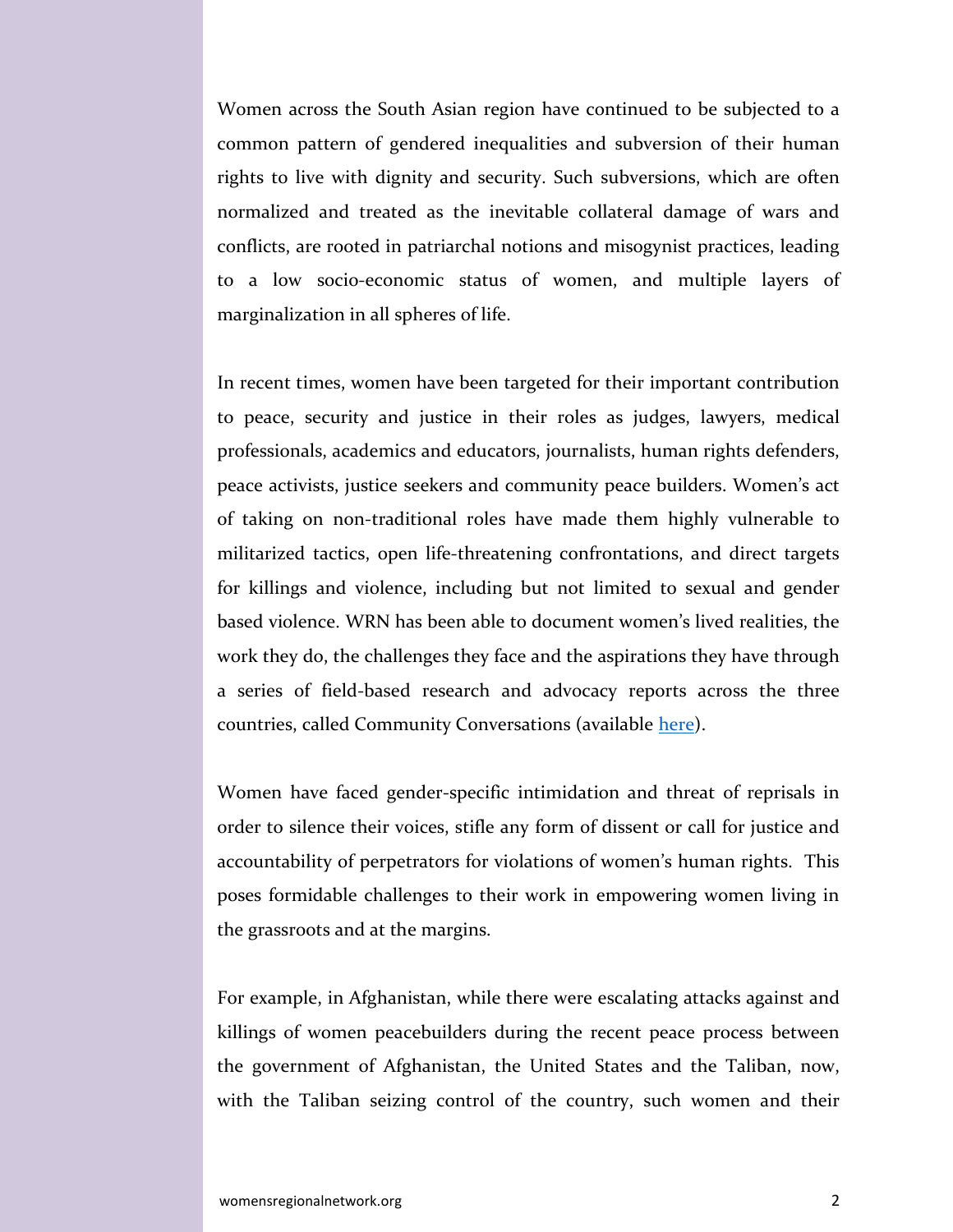Women across the South Asian region have continued to be subjected to a common pattern of gendered inequalities and subversion of their human rights to live with dignity and security. Such subversions, which are often normalized and treated as the inevitable collateral damage of wars and conflicts, are rooted in patriarchal notions and misogynist practices, leading to a low socio-economic status of women, and multiple layers of marginalization in all spheres of life.

In recent times, women have been targeted for their important contribution to peace, security and justice in their roles as judges, lawyers, medical professionals, academics and educators, journalists, human rights defenders, peace activists, justice seekers and community peace builders. Women's act of taking on non-traditional roles have made them highly vulnerable to militarized tactics, open life-threatening confrontations, and direct targets for killings and violence, including but not limited to sexual and gender based violence. WRN has been able to document women's lived realities, the work they do, the challenges they face and the aspirations they have through a series of field-based research and advocacy reports across the three countries, called Community Conversations (available here).

Women have faced gender-specific intimidation and threat of reprisals in order to silence their voices, stifle any form of dissent or call for justice and accountability of perpetrators for violations of women's human rights. This poses formidable challenges to their work in empowering women living in the grassroots and at the margins.

For example, in Afghanistan, while there were escalating attacks against and killings of women peacebuilders during the recent peace process between the government of Afghanistan, the United States and the Taliban, now, with the Taliban seizing control of the country, such women and their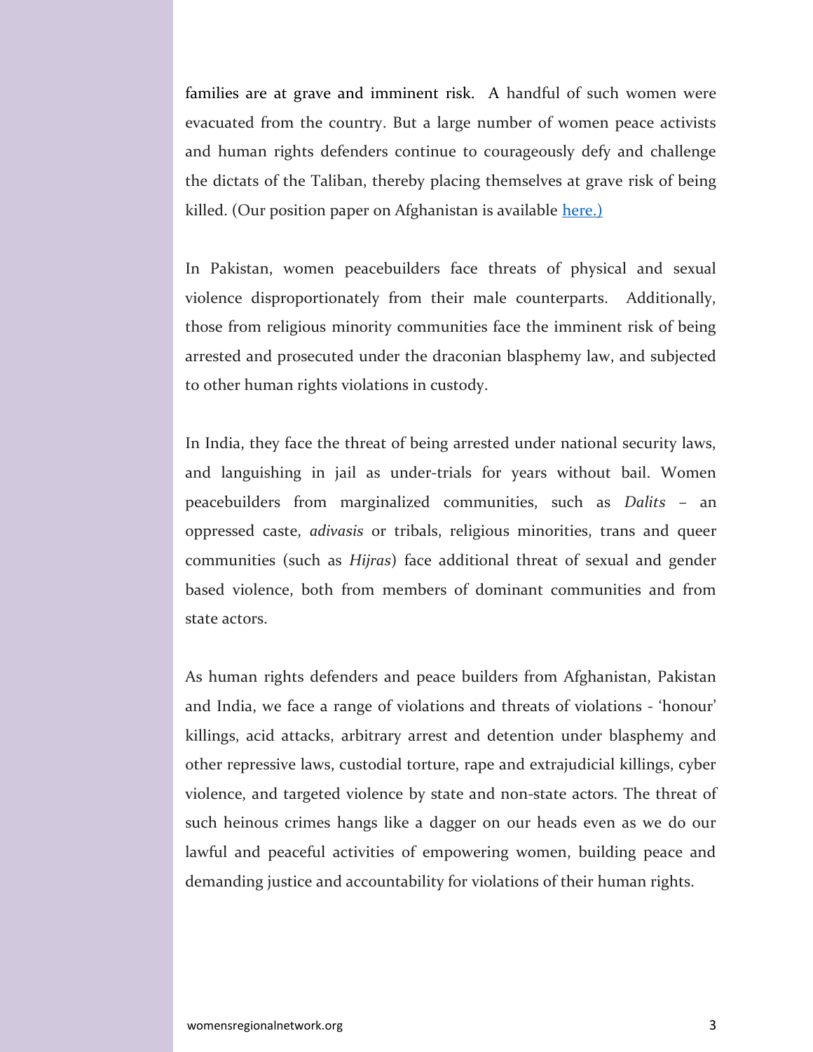families are at grave and imminent risk. A handful of such women were evacuated from the country. But a large number of women peace activists and human rights defenders continue to courageously defy and challenge the dictats of the Taliban, thereby placing themselves at grave risk of being killed. (Our position paper on Afghanistan is available [here.)]()

In Pakistan, women peacebuilders face threats of physical and sexual violence disproportionately from their male counterparts. Additionally, those from religious minority communities face the imminent risk of being arrested and prosecuted under the draconian blasphemy law, and subjected to other human rights violations in custody.

In India, they face the threat of being arrested under national security laws, and languishing in jail as under-trials for years without bail. Women peacebuilders from marginalized communities, such as *Dalits* – an oppressed caste, *adivasis* or tribals, religious minorities, trans and queer communities (such as *Hijras*) face additional threat of sexual and gender based violence, both from members of dominant communities and from state actors.

As human rights defenders and peace builders from Afghanistan, Pakistan and India, we face a range of violations and threats of violations - 'honour' killings, acid attacks, arbitrary arrest and detention under blasphemy and other repressive laws, custodial torture, rape and extrajudicial killings, cyber violence, and targeted violence by state and non-state actors. The threat of such heinous crimes hangs like a dagger on our heads even as we do our lawful and peaceful activities of empowering women, building peace and demanding justice and accountability for violations of their human rights.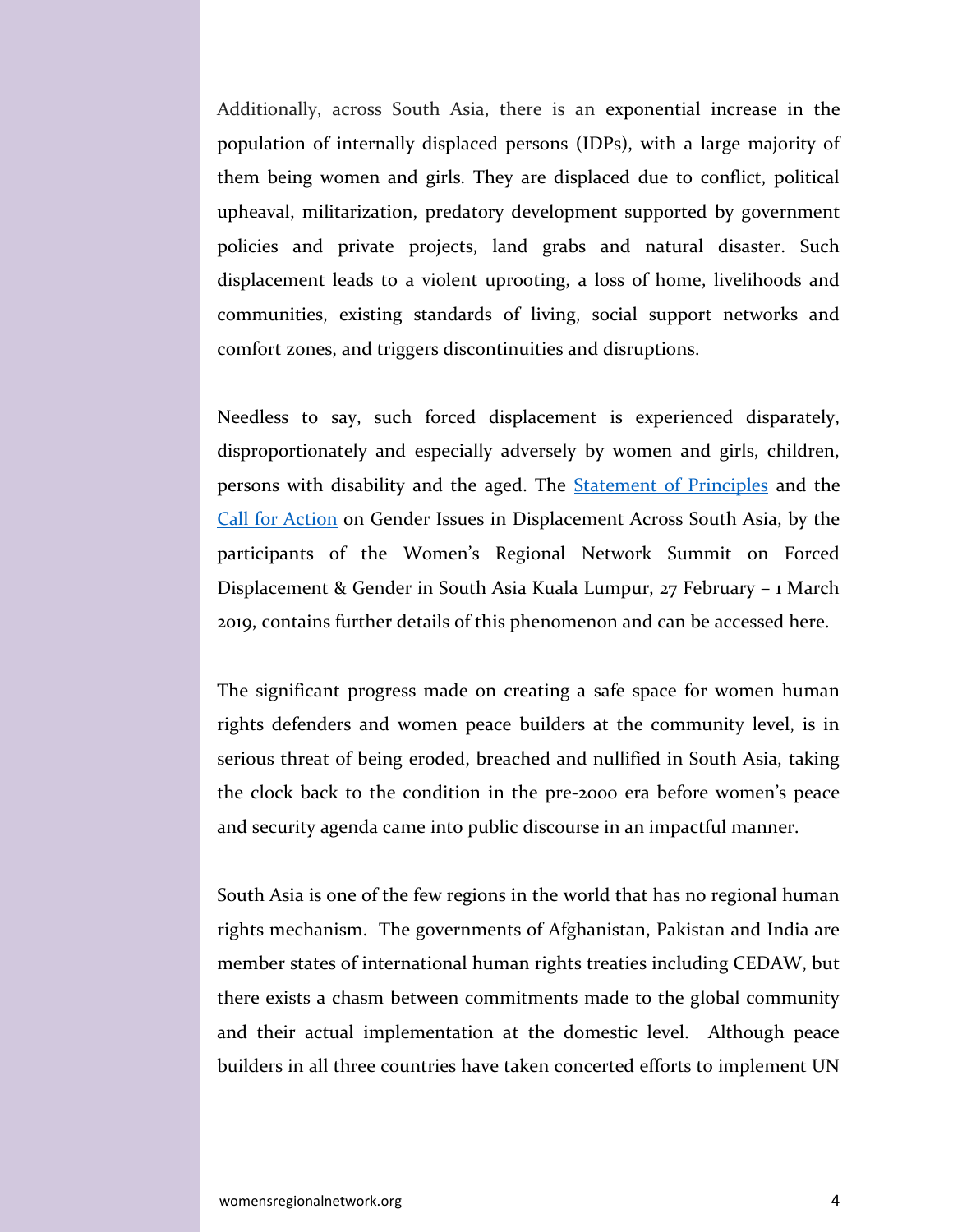Additionally, across South Asia, there is an exponential increase in the population of internally displaced persons (IDPs), with a large majority of them being women and girls. They are displaced due to conflict, political upheaval, militarization, predatory development supported by government policies and private projects, land grabs and natural disaster. Such displacement leads to a violent uprooting, a loss of home, livelihoods and communities, existing standards of living, social support networks and comfort zones, and triggers discontinuities and disruptions.

Needless to say, such forced displacement is experienced disparately, disproportionately and especially adversely by women and girls, children, persons with disability and the aged. The Statement of Principles and the Call for Action on Gender Issues in Displacement Across South Asia, by the participants of the Women's Regional Network Summit on Forced Displacement & Gender in South Asia Kuala Lumpur, 27 February – 1 March 2019, contains further details of this phenomenon and can be accessed here.

The significant progress made on creating a safe space for women human rights defenders and women peace builders at the community level, is in serious threat of being eroded, breached and nullified in South Asia, taking the clock back to the condition in the pre-2000 era before women's peace and security agenda came into public discourse in an impactful manner.

South Asia is one of the few regions in the world that has no regional human rights mechanism. The governments of Afghanistan, Pakistan and India are member states of international human rights treaties including CEDAW, but there exists a chasm between commitments made to the global community and their actual implementation at the domestic level. Although peace builders in all three countries have taken concerted efforts to implement UN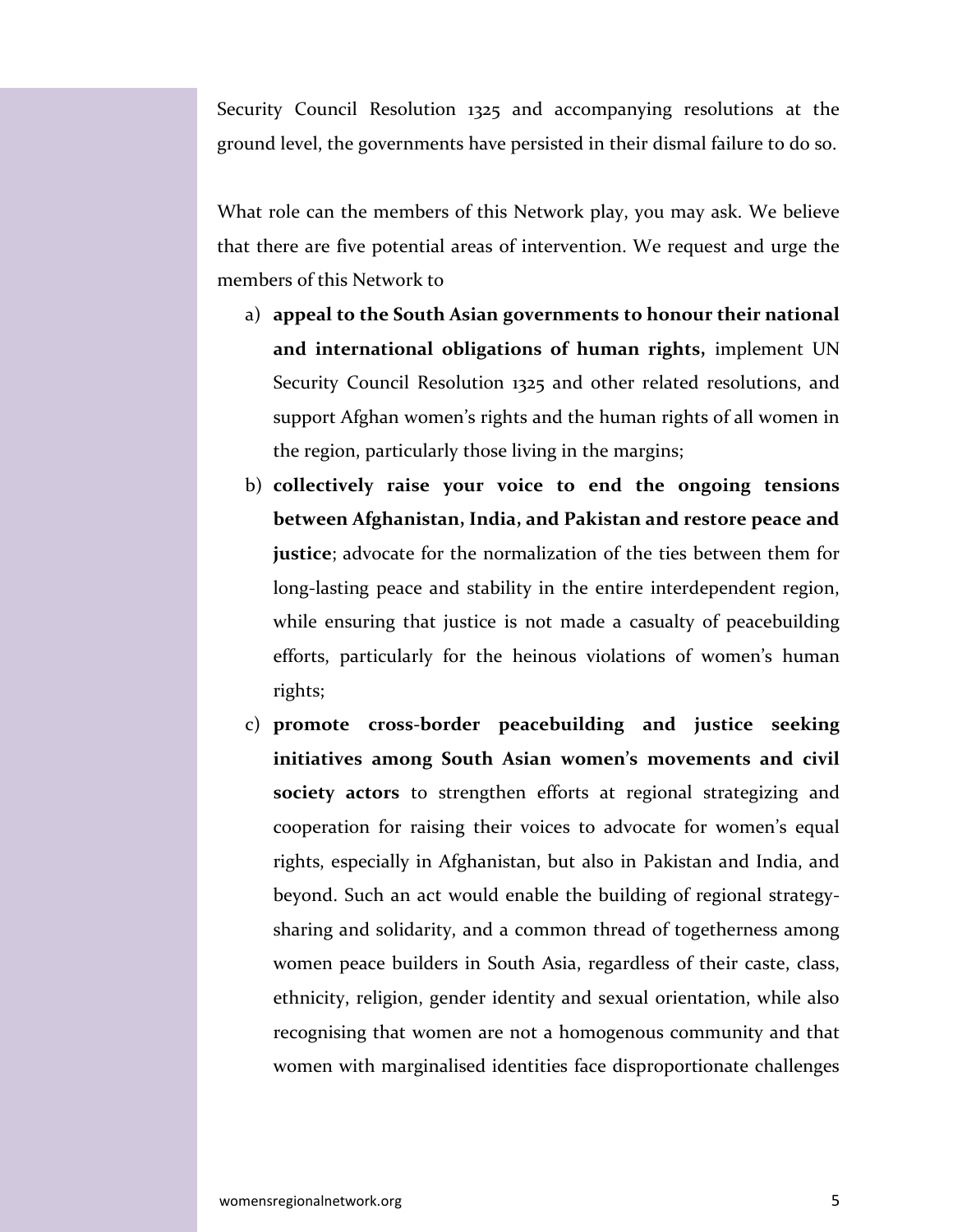Security Council Resolution 1325 and accompanying resolutions at the ground level, the governments have persisted in their dismal failure to do so.

What role can the members of this Network play, you may ask. We believe that there are five potential areas of intervention. We request and urge the members of this Network to

a) **appeal to the South Asian governments to honour their national and international obligations of human rights,** implement UN Security Council Resolution 1325 and other related resolutions, and support Afghan women's rights and the human rights of all women in the region, particularly those living in the margins;

b) **collectively raise your voice to end the ongoing tensions between Afghanistan, India, and Pakistan and restore peace and justice**; advocate for the normalization of the ties between them for long-lasting peace and stability in the entire interdependent region, while ensuring that justice is not made a casualty of peacebuilding efforts, particularly for the heinous violations of women's human rights;

c) **promote cross-border peacebuilding and justice seeking initiatives among South Asian women's movements and civil society actors** to strengthen efforts at regional strategizing and cooperation for raising their voices to advocate for women's equal rights, especially in Afghanistan, but also in Pakistan and India, and beyond. Such an act would enable the building of regional strategy-sharing and solidarity, and a common thread of togetherness among women peace builders in South Asia, regardless of their caste, class, ethnicity, religion, gender identity and sexual orientation, while also recognising that women are not a homogenous community and that women with marginalised identities face disproportionate challenges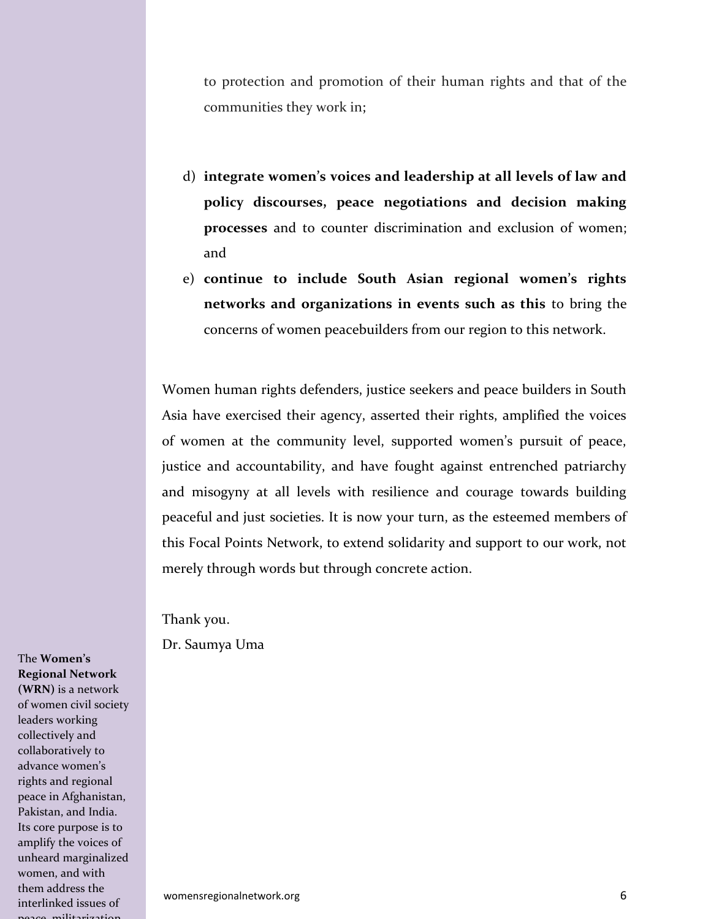to protection and promotion of their human rights and that of the communities they work in;

d) **integrate women's voices and leadership at all levels of law and policy discourses, peace negotiations and decision making processes** and to counter discrimination and exclusion of women; and

e) **continue to include South Asian regional women's rights networks and organizations in events such as this** to bring the concerns of women peacebuilders from our region to this network.

Women human rights defenders, justice seekers and peace builders in South Asia have exercised their agency, asserted their rights, amplified the voices of women at the community level, supported women's pursuit of peace, justice and accountability, and have fought against entrenched patriarchy and misogyny at all levels with resilience and courage towards building peaceful and just societies. It is now your turn, as the esteemed members of this Focal Points Network, to extend solidarity and support to our work, not merely through words but through concrete action.

Thank you.

Dr. Saumya Uma

The **Women's Regional Network (WRN)** is a network of women civil society leaders working collectively and collaboratively to advance women's rights and regional peace in Afghanistan, Pakistan, and India. Its core purpose is to amplify the voices of unheard marginalized women, and with them address the interlinked issues of peace, militarization